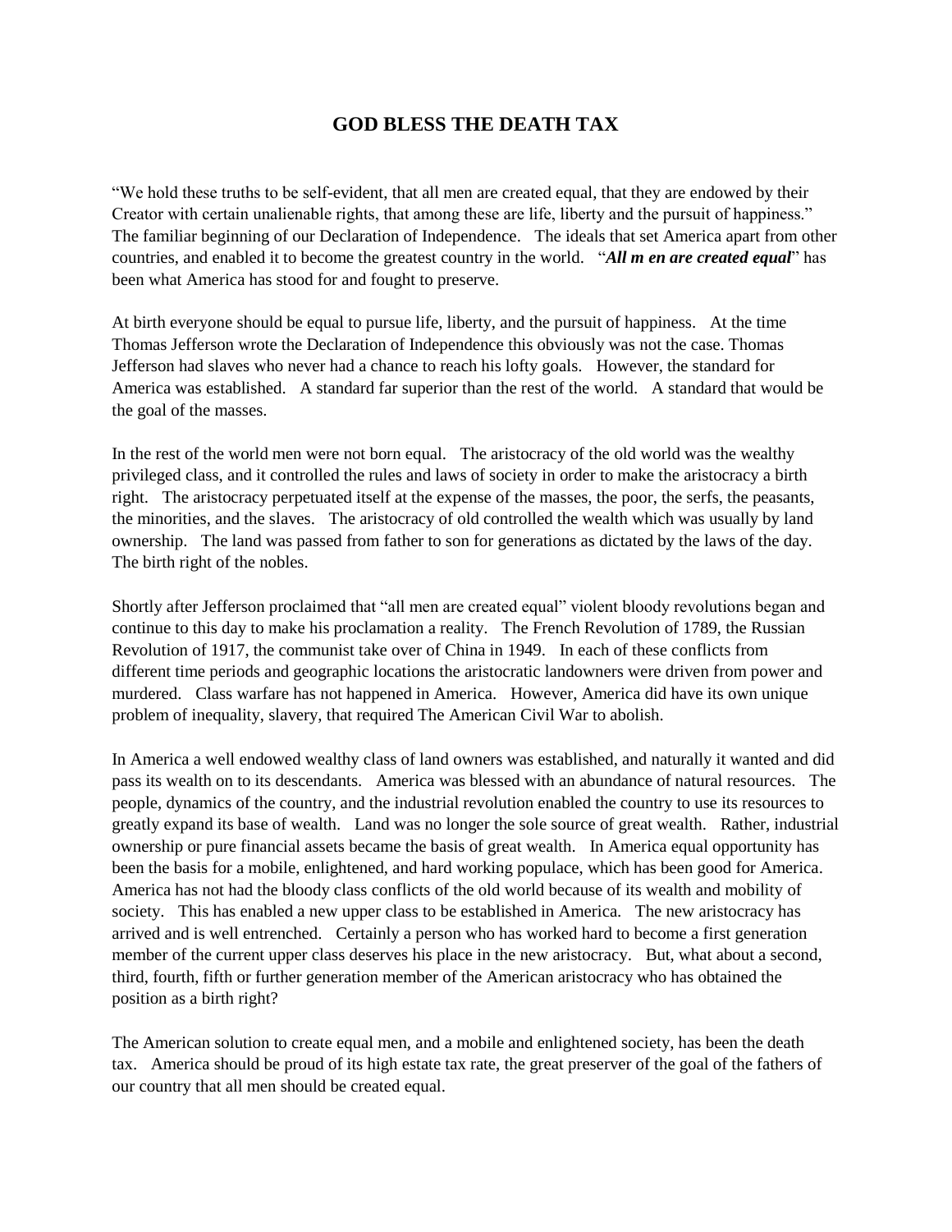# GOD BLESS THE DEATH TAX

"We hold these truths to be self-evident, that all men are created equal, that they are endowed by their Creator with certain unalienable rights, that among these are life, liberty and the pursuit of happiness." The familiar beginning of our Declaration of Independence. The ideals that set America apart from other countries, and enabled it to become the greatest country in the world. "***All m en are created equal***" has been what America has stood for and fought to preserve.

At birth everyone should be equal to pursue life, liberty, and the pursuit of happiness. At the time Thomas Jefferson wrote the Declaration of Independence this obviously was not the case. Thomas Jefferson had slaves who never had a chance to reach his lofty goals. However, the standard for America was established. A standard far superior than the rest of the world. A standard that would be the goal of the masses.

In the rest of the world men were not born equal. The aristocracy of the old world was the wealthy privileged class, and it controlled the rules and laws of society in order to make the aristocracy a birth right. The aristocracy perpetuated itself at the expense of the masses, the poor, the serfs, the peasants, the minorities, and the slaves. The aristocracy of old controlled the wealth which was usually by land ownership. The land was passed from father to son for generations as dictated by the laws of the day. The birth right of the nobles.

Shortly after Jefferson proclaimed that "all men are created equal" violent bloody revolutions began and continue to this day to make his proclamation a reality. The French Revolution of 1789, the Russian Revolution of 1917, the communist take over of China in 1949. In each of these conflicts from different time periods and geographic locations the aristocratic landowners were driven from power and murdered. Class warfare has not happened in America. However, America did have its own unique problem of inequality, slavery, that required The American Civil War to abolish.

In America a well endowed wealthy class of land owners was established, and naturally it wanted and did pass its wealth on to its descendants. America was blessed with an abundance of natural resources. The people, dynamics of the country, and the industrial revolution enabled the country to use its resources to greatly expand its base of wealth. Land was no longer the sole source of great wealth. Rather, industrial ownership or pure financial assets became the basis of great wealth. In America equal opportunity has been the basis for a mobile, enlightened, and hard working populace, which has been good for America. America has not had the bloody class conflicts of the old world because of its wealth and mobility of society. This has enabled a new upper class to be established in America. The new aristocracy has arrived and is well entrenched. Certainly a person who has worked hard to become a first generation member of the current upper class deserves his place in the new aristocracy. But, what about a second, third, fourth, fifth or further generation member of the American aristocracy who has obtained the position as a birth right?

The American solution to create equal men, and a mobile and enlightened society, has been the death tax. America should be proud of its high estate tax rate, the great preserver of the goal of the fathers of our country that all men should be created equal.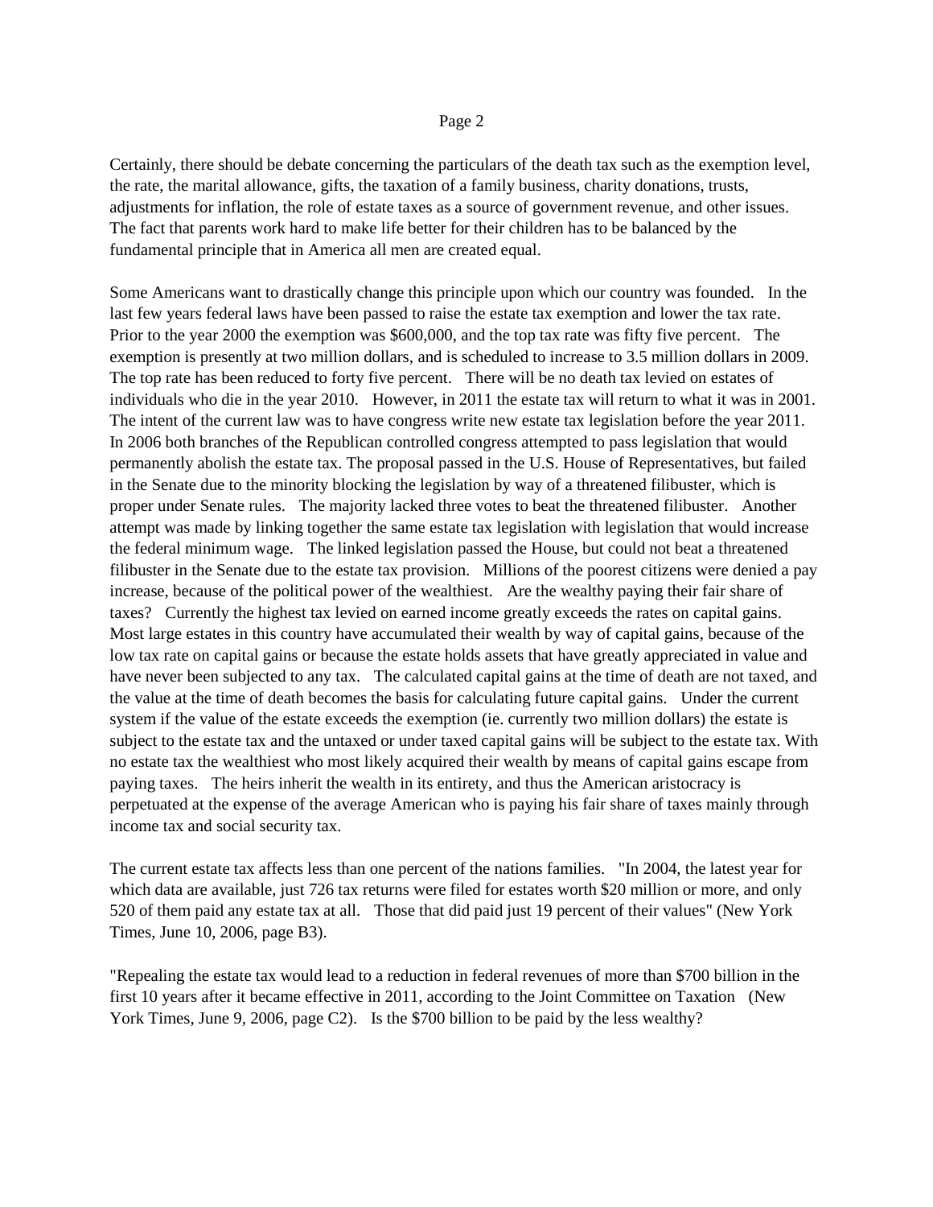Certainly, there should be debate concerning the particulars of the death tax such as the exemption level, the rate, the marital allowance, gifts, the taxation of a family business, charity donations, trusts, adjustments for inflation, the role of estate taxes as a source of government revenue, and other issues. The fact that parents work hard to make life better for their children has to be balanced by the fundamental principle that in America all men are created equal.

Some Americans want to drastically change this principle upon which our country was founded. In the last few years federal laws have been passed to raise the estate tax exemption and lower the tax rate. Prior to the year 2000 the exemption was $600,000, and the top tax rate was fifty five percent. The exemption is presently at two million dollars, and is scheduled to increase to 3.5 million dollars in 2009. The top rate has been reduced to forty five percent. There will be no death tax levied on estates of individuals who die in the year 2010. However, in 2011 the estate tax will return to what it was in 2001. The intent of the current law was to have congress write new estate tax legislation before the year 2011. In 2006 both branches of the Republican controlled congress attempted to pass legislation that would permanently abolish the estate tax. The proposal passed in the U.S. House of Representatives, but failed in the Senate due to the minority blocking the legislation by way of a threatened filibuster, which is proper under Senate rules. The majority lacked three votes to beat the threatened filibuster. Another attempt was made by linking together the same estate tax legislation with legislation that would increase the federal minimum wage. The linked legislation passed the House, but could not beat a threatened filibuster in the Senate due to the estate tax provision. Millions of the poorest citizens were denied a pay increase, because of the political power of the wealthiest. Are the wealthy paying their fair share of taxes? Currently the highest tax levied on earned income greatly exceeds the rates on capital gains. Most large estates in this country have accumulated their wealth by way of capital gains, because of the low tax rate on capital gains or because the estate holds assets that have greatly appreciated in value and have never been subjected to any tax. The calculated capital gains at the time of death are not taxed, and the value at the time of death becomes the basis for calculating future capital gains. Under the current system if the value of the estate exceeds the exemption (ie. currently two million dollars) the estate is subject to the estate tax and the untaxed or under taxed capital gains will be subject to the estate tax. With no estate tax the wealthiest who most likely acquired their wealth by means of capital gains escape from paying taxes. The heirs inherit the wealth in its entirety, and thus the American aristocracy is perpetuated at the expense of the average American who is paying his fair share of taxes mainly through income tax and social security tax.

The current estate tax affects less than one percent of the nations families. "In 2004, the latest year for which data are available, just 726 tax returns were filed for estates worth $20 million or more, and only 520 of them paid any estate tax at all. Those that did paid just 19 percent of their values" (New York Times, June 10, 2006, page B3).

"Repealing the estate tax would lead to a reduction in federal revenues of more than $700 billion in the first 10 years after it became effective in 2011, according to the Joint Committee on Taxation (New York Times, June 9, 2006, page C2). Is the $700 billion to be paid by the less wealthy?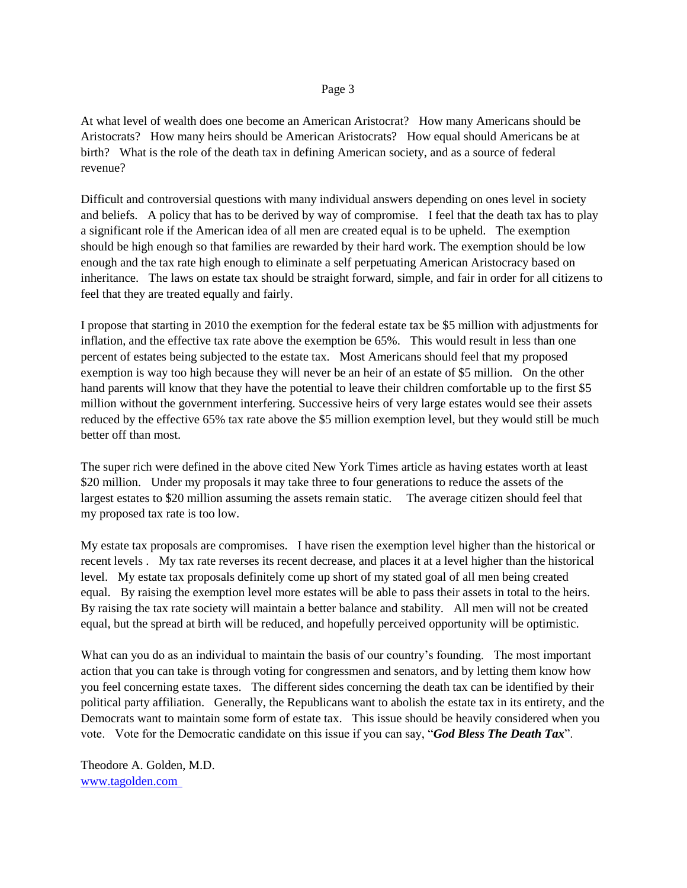At what level of wealth does one become an American Aristocrat? How many Americans should be Aristocrats? How many heirs should be American Aristocrats? How equal should Americans be at birth? What is the role of the death tax in defining American society, and as a source of federal revenue?

Difficult and controversial questions with many individual answers depending on ones level in society and beliefs. A policy that has to be derived by way of compromise. I feel that the death tax has to play a significant role if the American idea of all men are created equal is to be upheld. The exemption should be high enough so that families are rewarded by their hard work. The exemption should be low enough and the tax rate high enough to eliminate a self perpetuating American Aristocracy based on inheritance. The laws on estate tax should be straight forward, simple, and fair in order for all citizens to feel that they are treated equally and fairly.

I propose that starting in 2010 the exemption for the federal estate tax be $5 million with adjustments for inflation, and the effective tax rate above the exemption be 65%. This would result in less than one percent of estates being subjected to the estate tax. Most Americans should feel that my proposed exemption is way too high because they will never be an heir of an estate of $5 million. On the other hand parents will know that they have the potential to leave their children comfortable up to the first $5 million without the government interfering. Successive heirs of very large estates would see their assets reduced by the effective 65% tax rate above the $5 million exemption level, but they would still be much better off than most.

The super rich were defined in the above cited New York Times article as having estates worth at least $20 million. Under my proposals it may take three to four generations to reduce the assets of the largest estates to $20 million assuming the assets remain static. The average citizen should feel that my proposed tax rate is too low.

My estate tax proposals are compromises. I have risen the exemption level higher than the historical or recent levels . My tax rate reverses its recent decrease, and places it at a level higher than the historical level. My estate tax proposals definitely come up short of my stated goal of all men being created equal. By raising the exemption level more estates will be able to pass their assets in total to the heirs. By raising the tax rate society will maintain a better balance and stability. All men will not be created equal, but the spread at birth will be reduced, and hopefully perceived opportunity will be optimistic.

What can you do as an individual to maintain the basis of our country's founding. The most important action that you can take is through voting for congressmen and senators, and by letting them know how you feel concerning estate taxes. The different sides concerning the death tax can be identified by their political party affiliation. Generally, the Republicans want to abolish the estate tax in its entirety, and the Democrats want to maintain some form of estate tax. This issue should be heavily considered when you vote. Vote for the Democratic candidate on this issue if you can say, "***God Bless The Death Tax***".

Theodore A. Golden, M.D.
www.tagolden.com